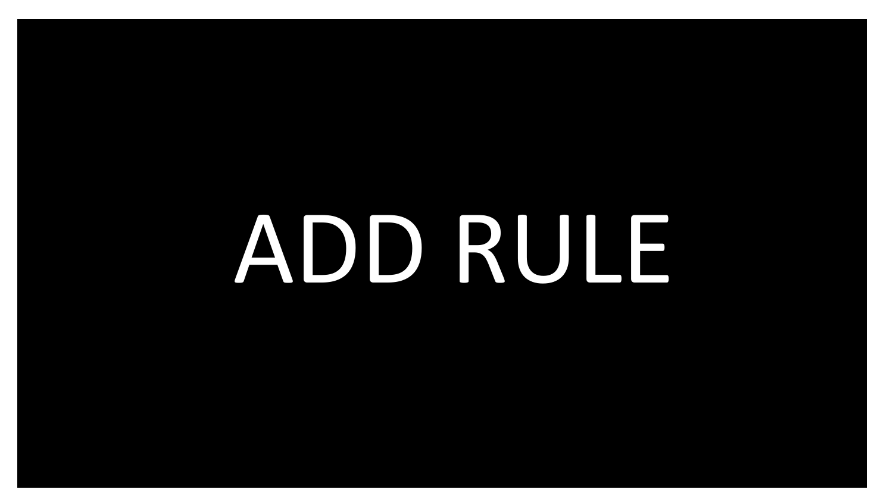# ADD RULE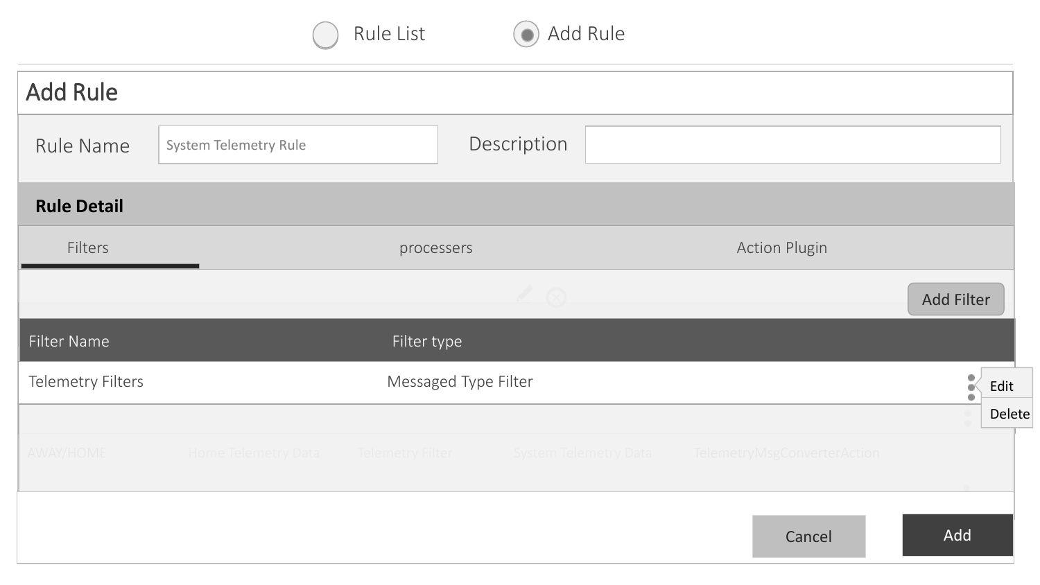Rule List | Add Rule

# Add Rule

Rule Name: System Telemetry Rule

Description:

## Rule Detail

Filters | processers | Action Plugin

Add Filter

| Filter Name | Filter type |
| --- | --- |
| Telemetry Filters | Messaged Type Filter |

Edit

Delete

Cancel | Add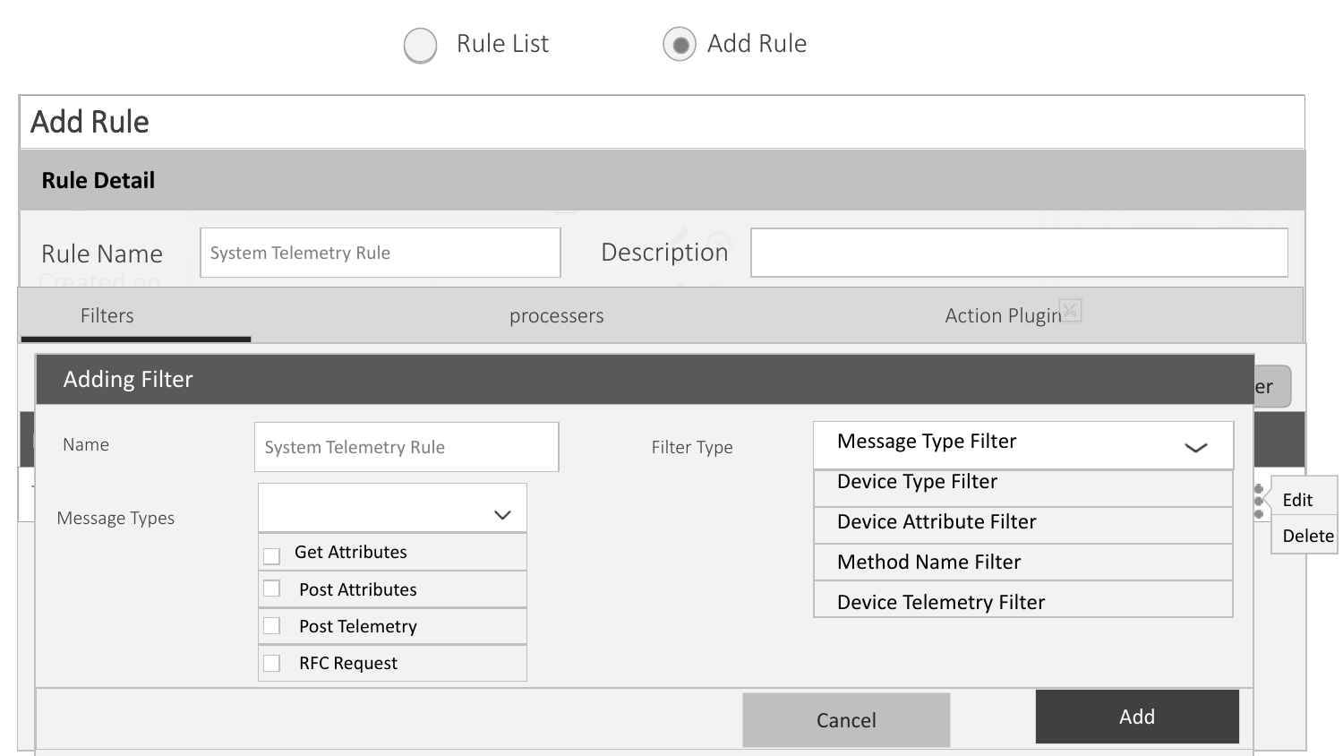Rule List | Add Rule (selected)

# Add Rule

## Rule Detail

Rule Name: System Telemetry Rule

Description:

Filters | processers | Action Plugin

### Adding Filter

Name: System Telemetry Rule

Filter Type: Message Type Filter

- Device Type Filter
- Device Attribute Filter
- Method Name Filter
- Device Telemetry Filter

Message Types:

- [ ] Get Attributes
- [ ] Post Attributes
- [ ] Post Telemetry
- [ ] RFC Request

Edit

Delete

Cancel | Add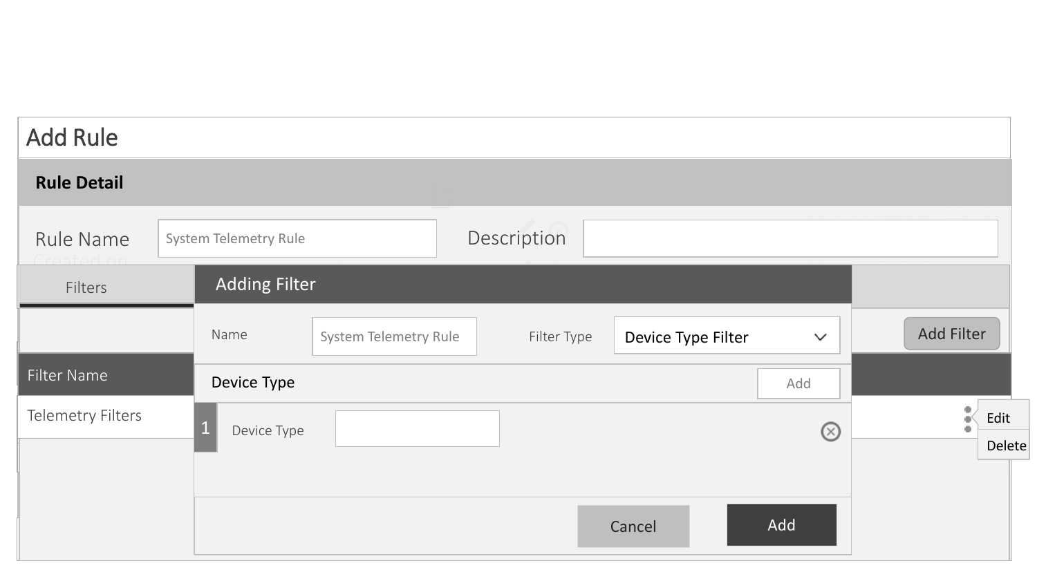# Add Rule

## Rule Detail

Rule Name: System Telemetry Rule

Description:

Filters

Add Filter

| Filter Name |
| --- |
| Telemetry Filters |

Edit

Delete

### Adding Filter

Name: System Telemetry Rule

Filter Type: Device Type Filter

**Device Type** — Add

1 Device Type:

Cancel

Add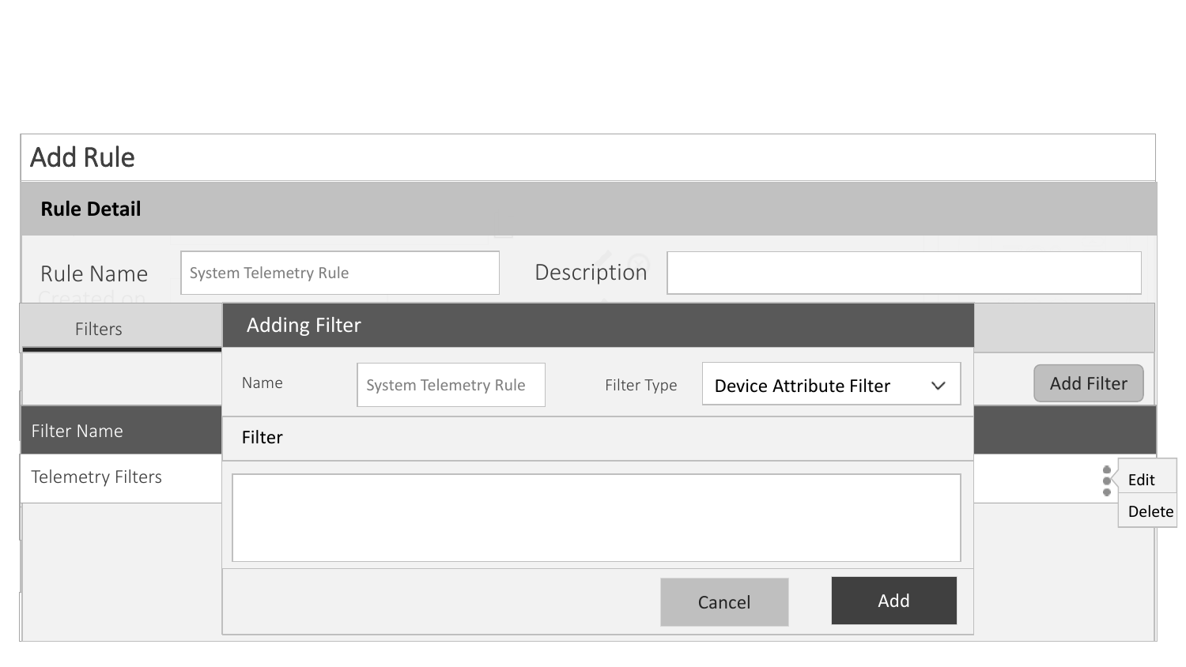# Add Rule

## Rule Detail

Rule Name: System Telemetry Rule

Description:

Filters

Add Filter

| Filter Name |
| --- |
| Telemetry Filters |

Edit

Delete

### Adding Filter

Name: System Telemetry Rule

Filter Type: Device Attribute Filter

Filter

Cancel

Add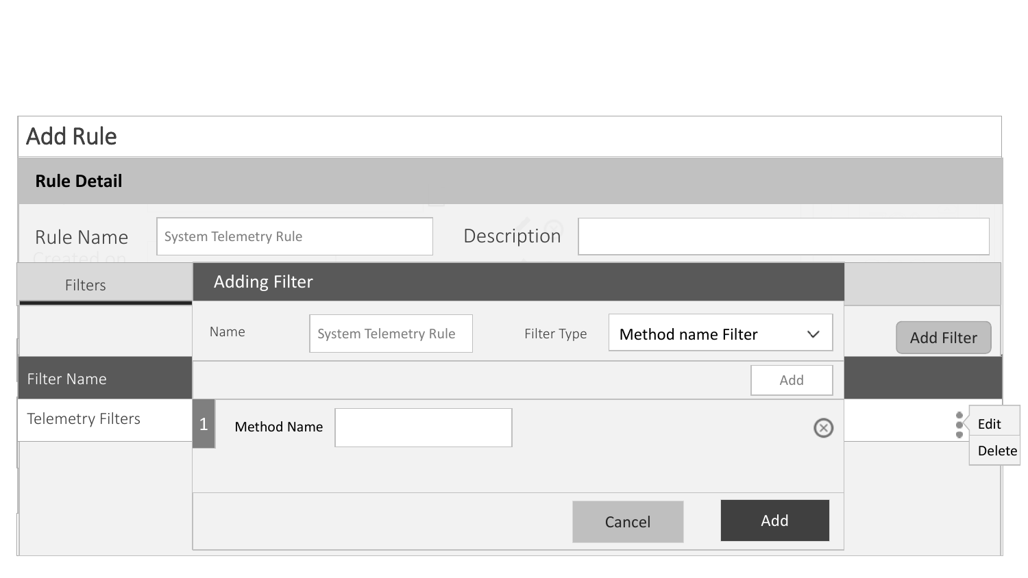# Add Rule

## Rule Detail

Rule Name: System Telemetry Rule

Description:

Filters

Add Filter

| Filter Name |
| --- |
| Telemetry Filters |

Edit
Delete

## Adding Filter

Name: System Telemetry Rule

Filter Type: Method name Filter

Add

1 Method Name:

Cancel

Add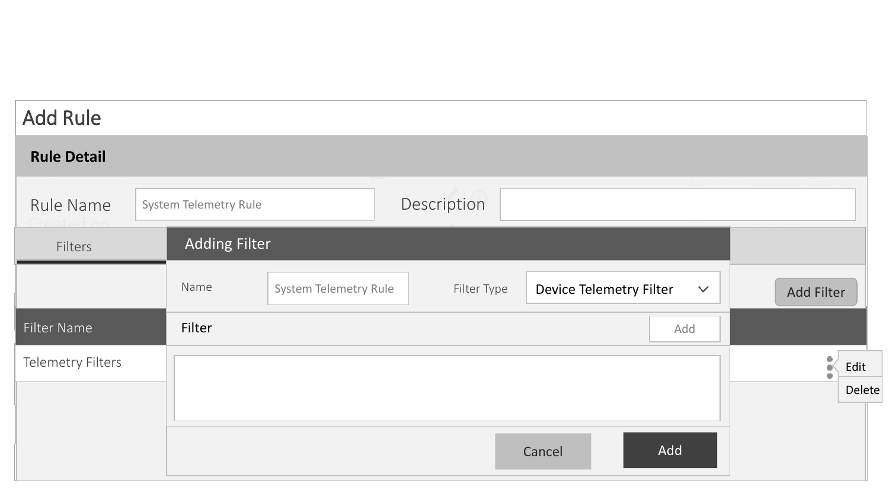# Add Rule

## Rule Detail

Rule Name: System Telemetry Rule

Description:

Filters

Add Filter

| Filter Name |
| --- |
| Telemetry Filters |

- Edit
- Delete

### Adding Filter

Name: System Telemetry Rule

Filter Type: Device Telemetry Filter

Filter — Add

Cancel | Add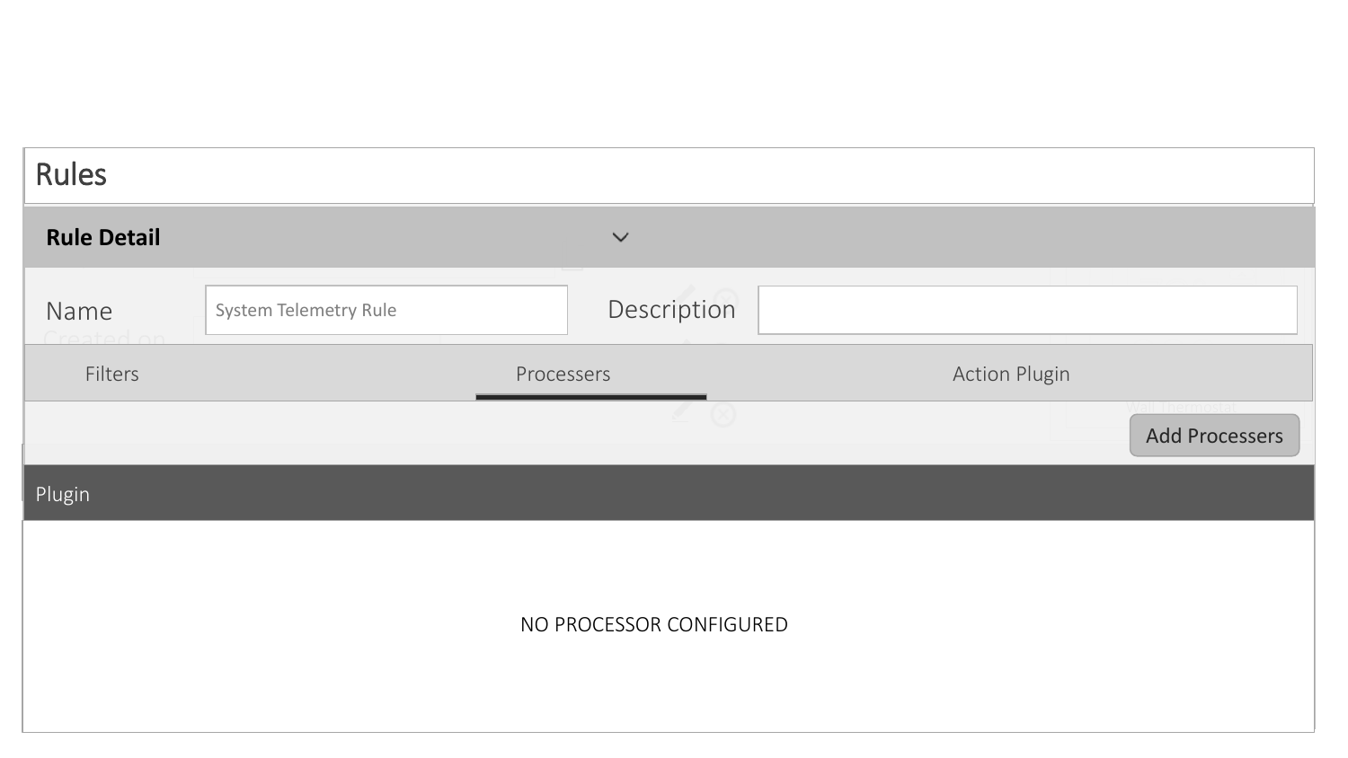# Rules

**Rule Detail**

Name: System Telemetry Rule

Description:

Filters | Processers | Action Plugin

Add Processers

| Plugin |
| --- |
| NO PROCESSOR CONFIGURED |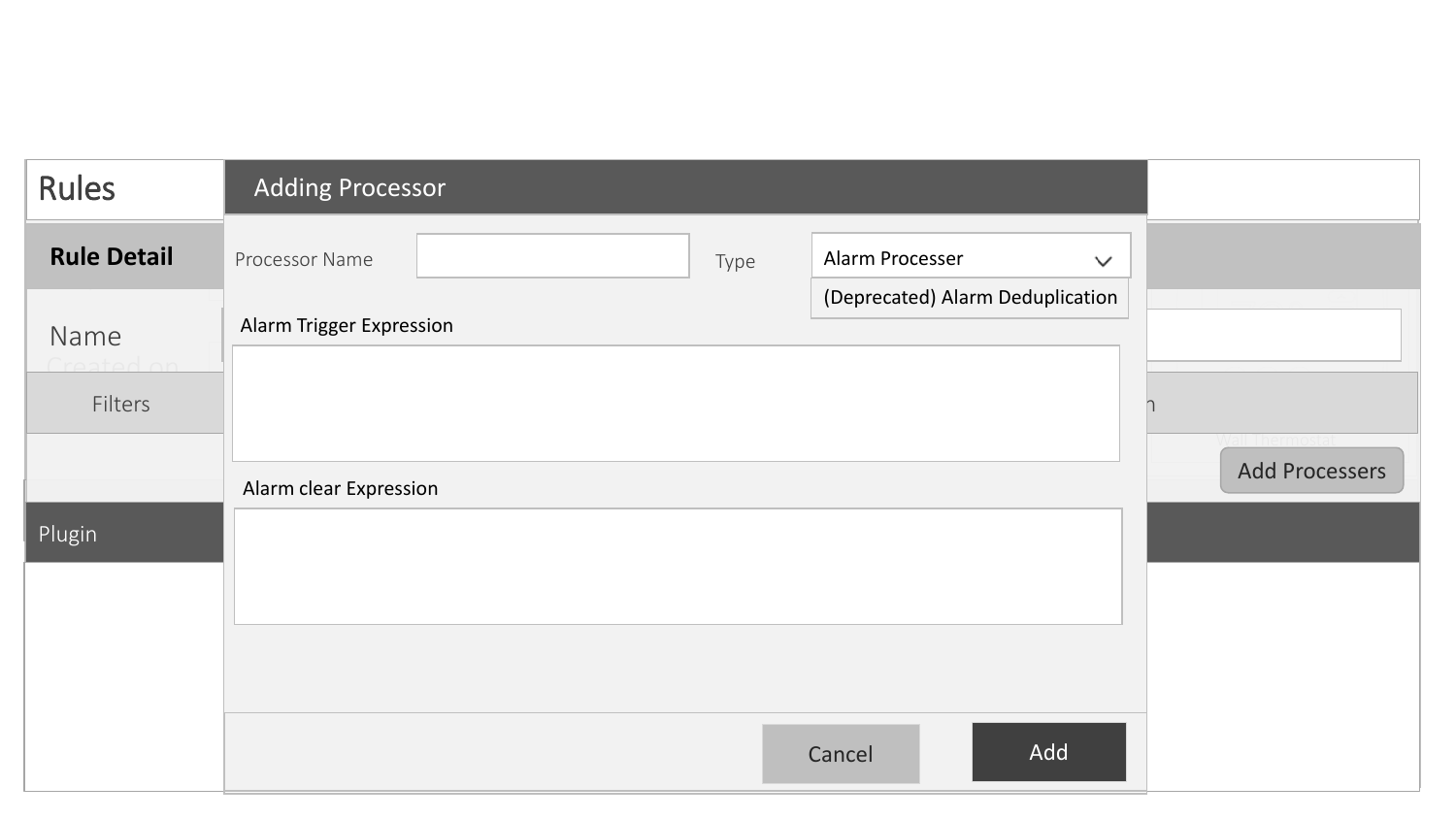Rules

**Rule Detail**

Name

Filters

Add Processers

Plugin

## Adding Processor

Processor Name

Type

Alarm Processer

(Deprecated) Alarm Deduplication

Alarm Trigger Expression

Alarm clear Expression

Cancel

Add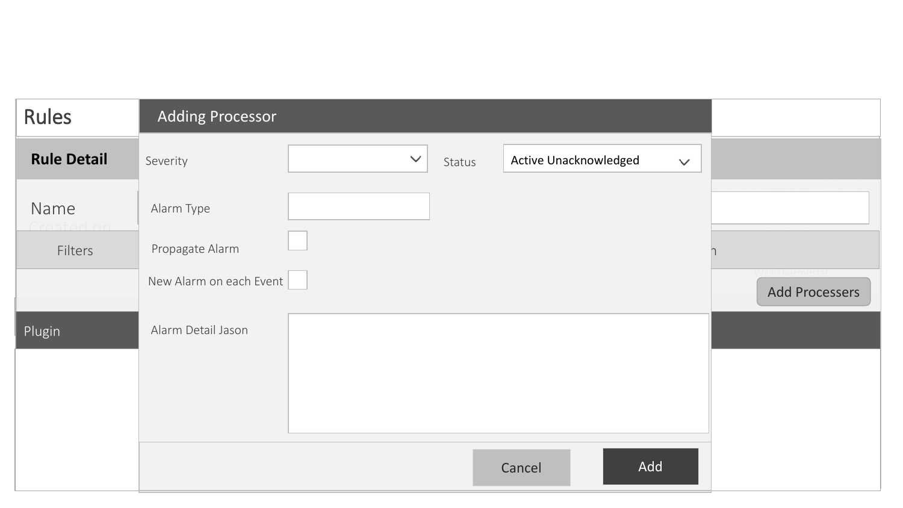# Rules

## Rule Detail

Name

Filters

Add Processers

Plugin

## Adding Processor

Severity

Status: Active Unacknowledged

Alarm Type

Propagate Alarm

New Alarm on each Event

Alarm Detail Jason

Cancel

Add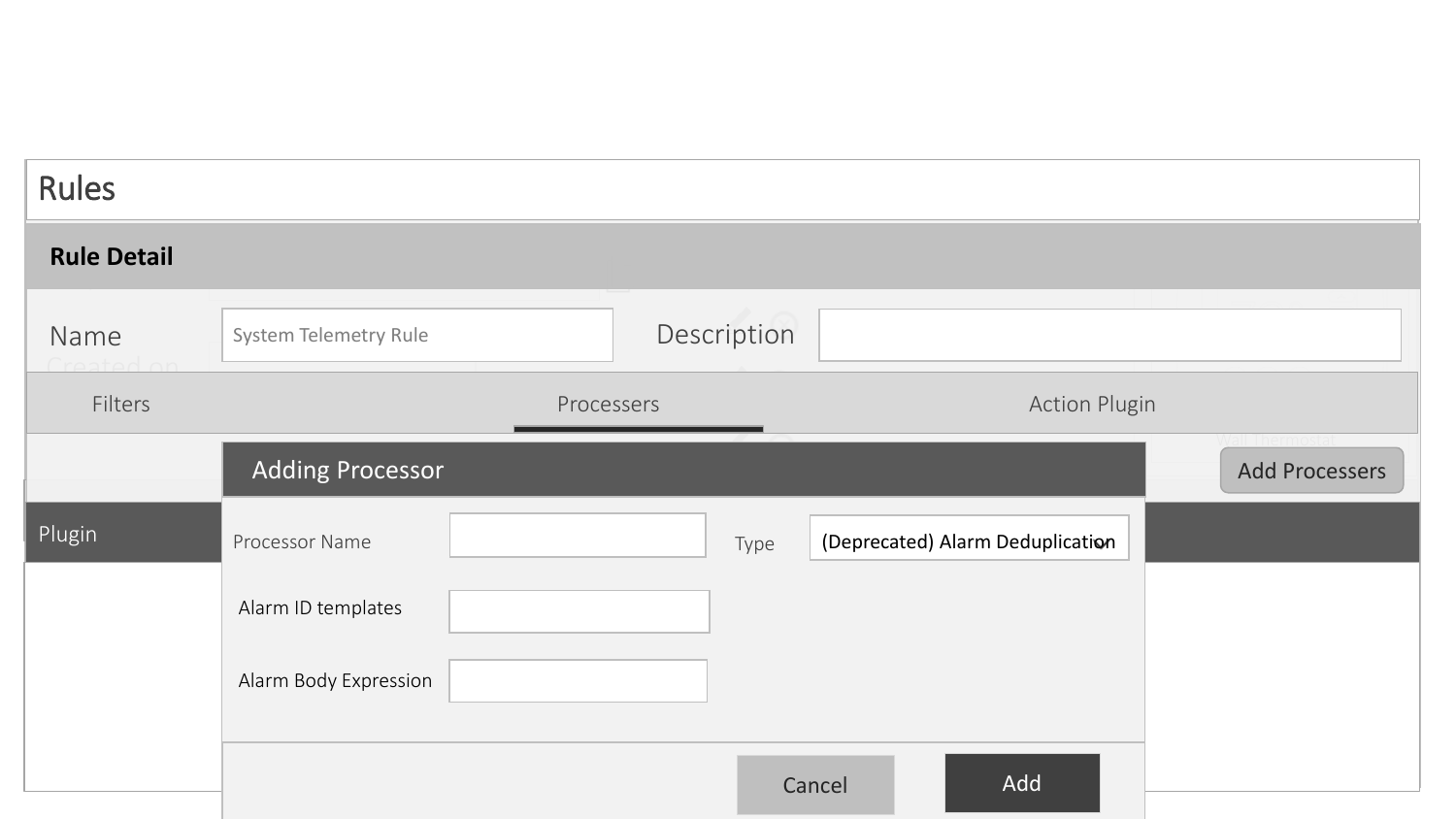# Rules

## Rule Detail

Name: System Telemetry Rule

Description:

Filters | Processers | Action Plugin

Add Processers

Plugin

### Adding Processor

Processor Name:

Type: (Deprecated) Alarm Deduplication

Alarm ID templates:

Alarm Body Expression:

Cancel | Add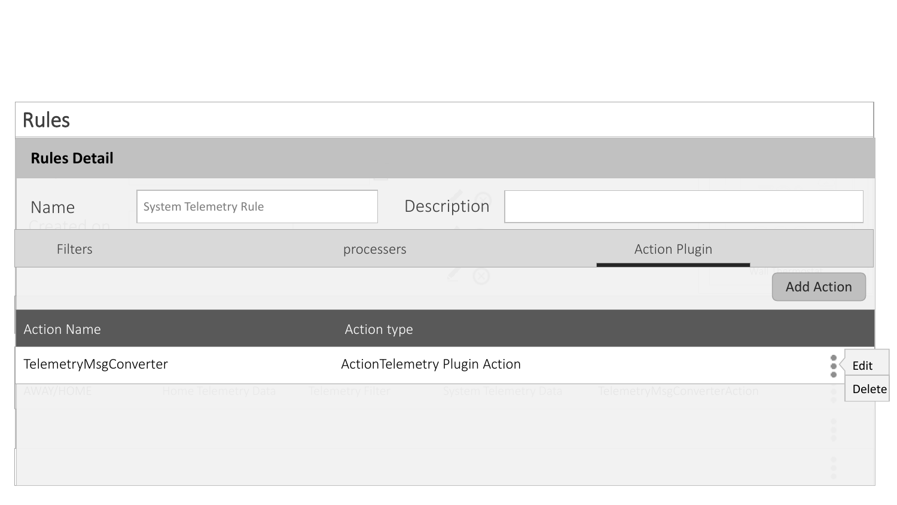# Rules

## Rules Detail

Name: System Telemetry Rule

Description:

Filters | processers | Action Plugin

Add Action

| Action Name | Action type |
| --- | --- |
| TelemetryMsgConverter | ActionTelemetry Plugin Action |

Edit

Delete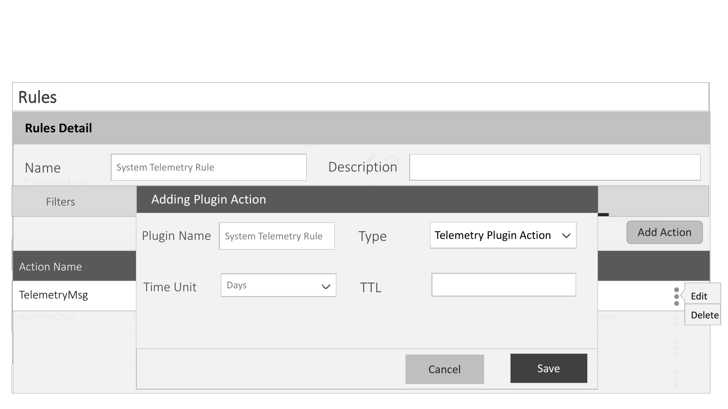# Rules

## Rules Detail

Name: System Telemetry Rule

Description:

Filters

Add Action

| Action Name |
| --- |
| TelemetryMsg |

Edit

Delete

### Adding Plugin Action

Plugin Name: System Telemetry Rule

Type: Telemetry Plugin Action

Time Unit: Days

TTL:

Cancel

Save